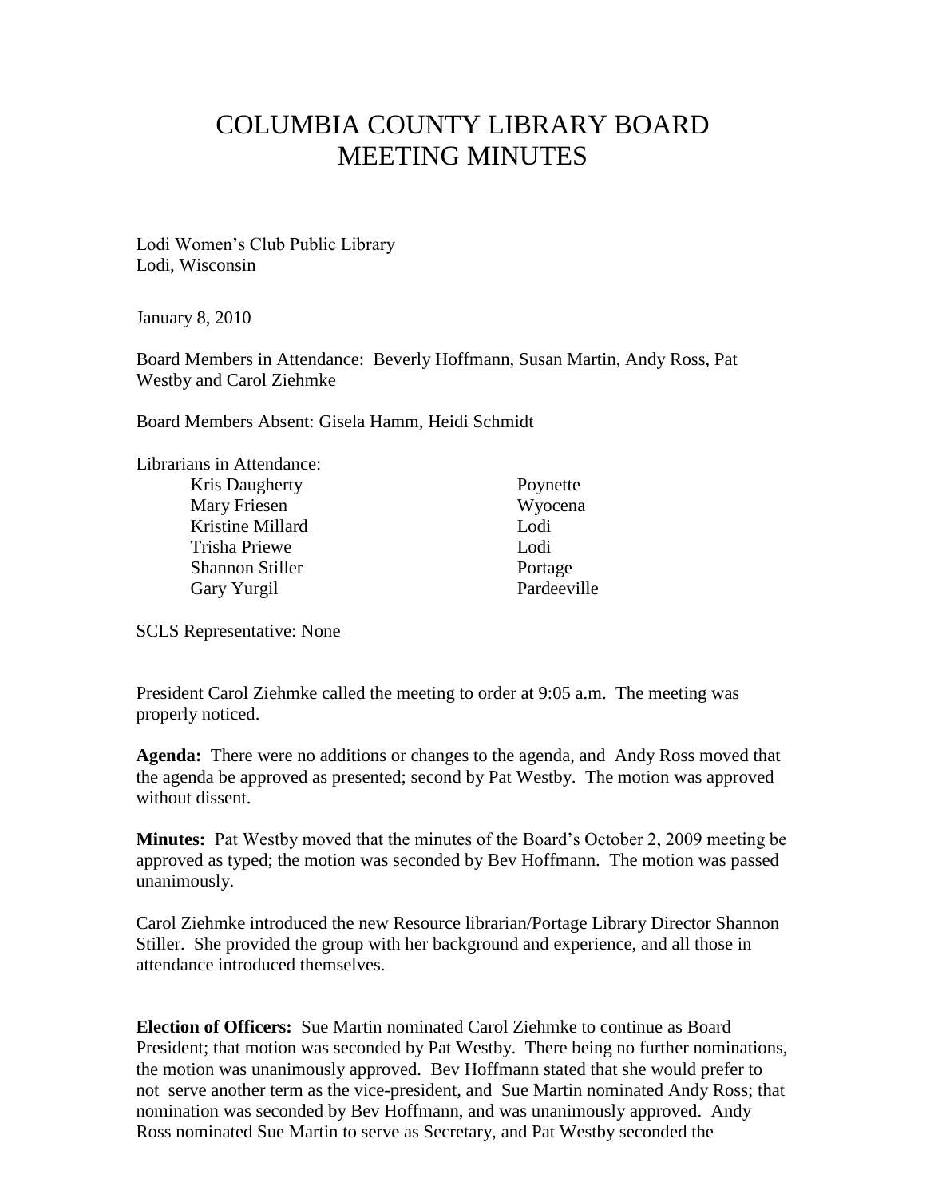# COLUMBIA COUNTY LIBRARY BOARD MEETING MINUTES

Lodi Women's Club Public Library
Lodi, Wisconsin

January 8, 2010

Board Members in Attendance: Beverly Hoffmann, Susan Martin, Andy Ross, Pat Westby and Carol Ziehmke

Board Members Absent: Gisela Hamm, Heidi Schmidt

Librarians in Attendance:

| | |
|---|---|
| Kris Daugherty | Poynette |
| Mary Friesen | Wyocena |
| Kristine Millard | Lodi |
| Trisha Priewe | Lodi |
| Shannon Stiller | Portage |
| Gary Yurgil | Pardeeville |

SCLS Representative: None

President Carol Ziehmke called the meeting to order at 9:05 a.m. The meeting was properly noticed.

**Agenda:** There were no additions or changes to the agenda, and Andy Ross moved that the agenda be approved as presented; second by Pat Westby. The motion was approved without dissent.

**Minutes:** Pat Westby moved that the minutes of the Board's October 2, 2009 meeting be approved as typed; the motion was seconded by Bev Hoffmann. The motion was passed unanimously.

Carol Ziehmke introduced the new Resource librarian/Portage Library Director Shannon Stiller. She provided the group with her background and experience, and all those in attendance introduced themselves.

**Election of Officers:** Sue Martin nominated Carol Ziehmke to continue as Board President; that motion was seconded by Pat Westby. There being no further nominations, the motion was unanimously approved. Bev Hoffmann stated that she would prefer to not serve another term as the vice-president, and Sue Martin nominated Andy Ross; that nomination was seconded by Bev Hoffmann, and was unanimously approved. Andy Ross nominated Sue Martin to serve as Secretary, and Pat Westby seconded the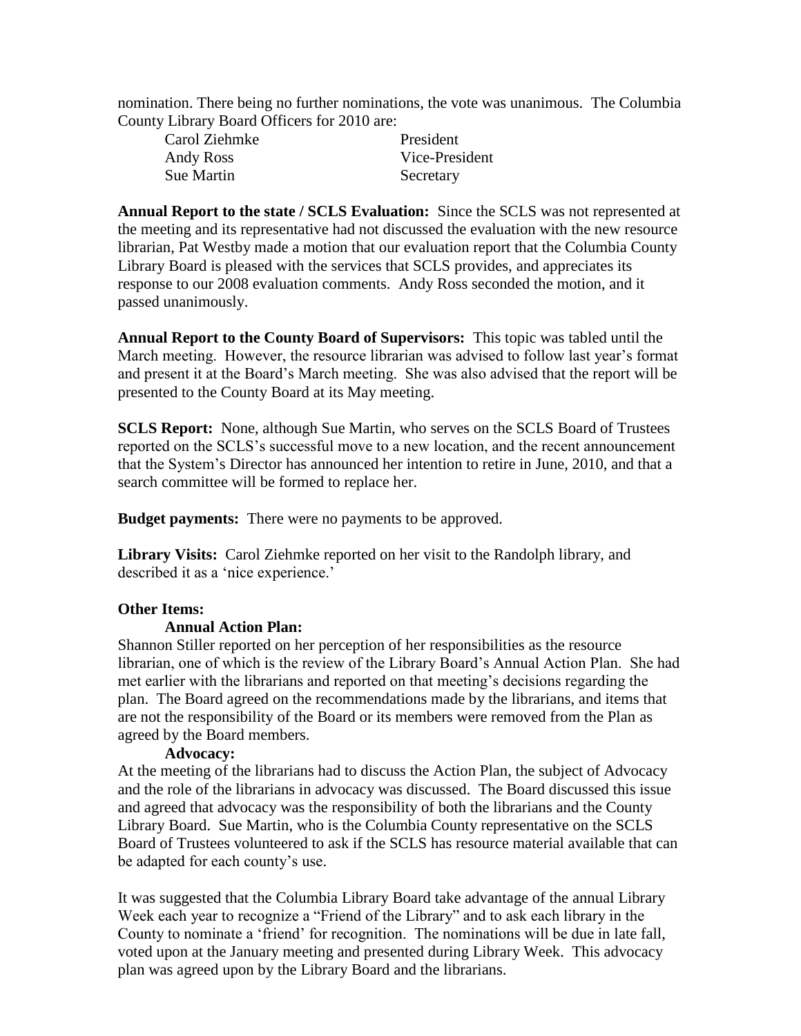nomination. There being no further nominations, the vote was unanimous. The Columbia County Library Board Officers for 2010 are:

| | |
|---|---|
| Carol Ziehmke | President |
| Andy Ross | Vice-President |
| Sue Martin | Secretary |

**Annual Report to the state / SCLS Evaluation:** Since the SCLS was not represented at the meeting and its representative had not discussed the evaluation with the new resource librarian, Pat Westby made a motion that our evaluation report that the Columbia County Library Board is pleased with the services that SCLS provides, and appreciates its response to our 2008 evaluation comments. Andy Ross seconded the motion, and it passed unanimously.

**Annual Report to the County Board of Supervisors:** This topic was tabled until the March meeting. However, the resource librarian was advised to follow last year's format and present it at the Board's March meeting. She was also advised that the report will be presented to the County Board at its May meeting.

**SCLS Report:** None, although Sue Martin, who serves on the SCLS Board of Trustees reported on the SCLS's successful move to a new location, and the recent announcement that the System's Director has announced her intention to retire in June, 2010, and that a search committee will be formed to replace her.

**Budget payments:** There were no payments to be approved.

**Library Visits:** Carol Ziehmke reported on her visit to the Randolph library, and described it as a 'nice experience.'

**Other Items:**

**Annual Action Plan:**

Shannon Stiller reported on her perception of her responsibilities as the resource librarian, one of which is the review of the Library Board's Annual Action Plan. She had met earlier with the librarians and reported on that meeting's decisions regarding the plan. The Board agreed on the recommendations made by the librarians, and items that are not the responsibility of the Board or its members were removed from the Plan as agreed by the Board members.

**Advocacy:**

At the meeting of the librarians had to discuss the Action Plan, the subject of Advocacy and the role of the librarians in advocacy was discussed. The Board discussed this issue and agreed that advocacy was the responsibility of both the librarians and the County Library Board. Sue Martin, who is the Columbia County representative on the SCLS Board of Trustees volunteered to ask if the SCLS has resource material available that can be adapted for each county's use.

It was suggested that the Columbia Library Board take advantage of the annual Library Week each year to recognize a "Friend of the Library" and to ask each library in the County to nominate a 'friend' for recognition. The nominations will be due in late fall, voted upon at the January meeting and presented during Library Week. This advocacy plan was agreed upon by the Library Board and the librarians.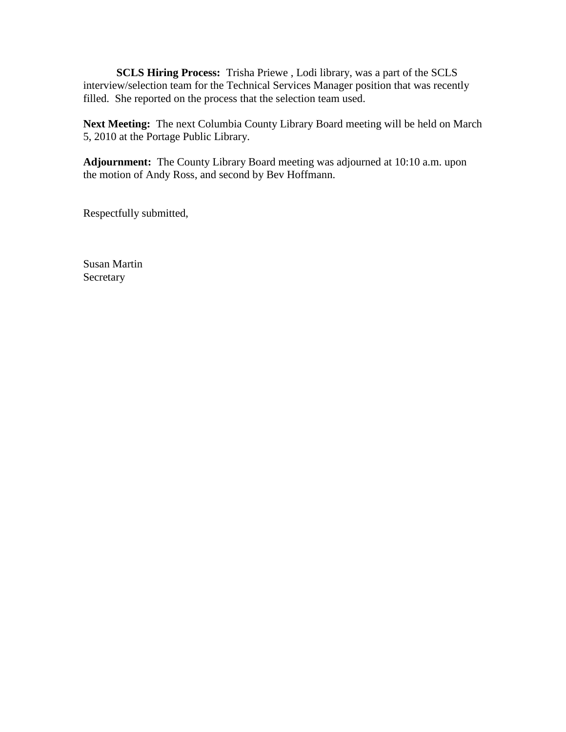**SCLS Hiring Process:** Trisha Priewe , Lodi library, was a part of the SCLS interview/selection team for the Technical Services Manager position that was recently filled. She reported on the process that the selection team used.

**Next Meeting:** The next Columbia County Library Board meeting will be held on March 5, 2010 at the Portage Public Library.

**Adjournment:** The County Library Board meeting was adjourned at 10:10 a.m. upon the motion of Andy Ross, and second by Bev Hoffmann.

Respectfully submitted,

Susan Martin
Secretary